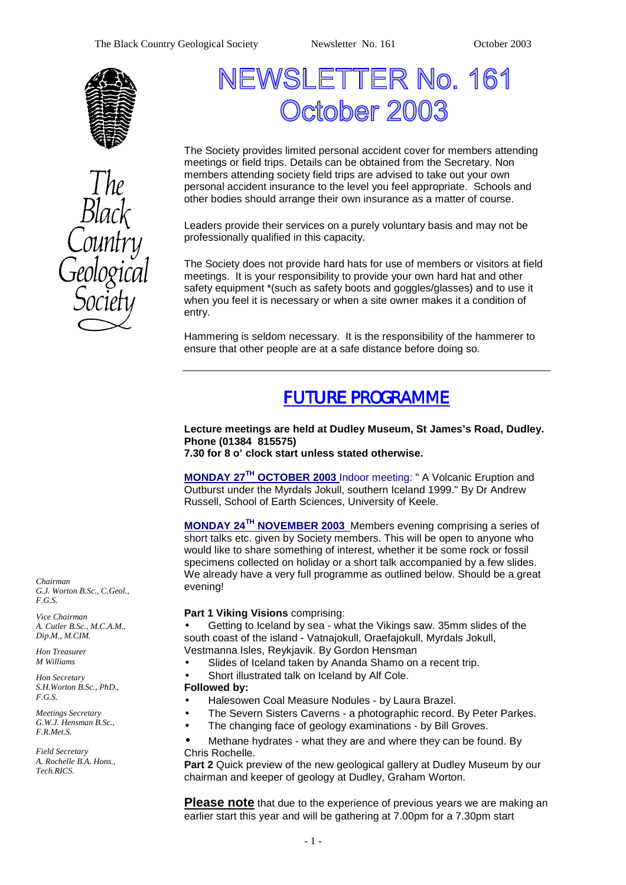# NEWSLETTER No. 161 October 2003

The Society provides limited personal accident cover for members attending meetings or field trips. Details can be obtained from the Secretary. Non members attending society field trips are advised to take out your own personal accident insurance to the level you feel appropriate. Schools and other bodies should arrange their own insurance as a matter of course.

Leaders provide their services on a purely voluntary basis and may not be professionally qualified in this capacity.

The Society does not provide hard hats for use of members or visitors at field meetings. It is your responsibility to provide your own hard hat and other safety equipment *(such as safety boots and goggles/glasses) and to use it when you feel it is necessary or when a site owner makes it a condition of entry.

Hammering is seldom necessary. It is the responsibility of the hammerer to ensure that other people are at a safe distance before doing so.

---

*Chairman*
*G.J. Worton B.Sc., C.Geol., F.G.S.*

*Vice Chairman*
*A. Cutler B.Sc., M.C.A.M., Dip.M., M.CIM.*

*Hon Treasurer*
*M Williams*

*Hon Secretary*
*S.H.Worton B.Sc., PhD., F.G.S.*

*Meetings Secretary*
*G.W.J. Hensman B.Sc., F.R.Met.S.*

*Field Secretary*
*A. Rochelle B.A. Hons., Tech.RICS.*

## FUTURE PROGRAMME

**Lecture meetings are held at Dudley Museum, St James's Road, Dudley. Phone (01384 815575)**
**7.30 for 8 o' clock start unless stated otherwise.**

**MONDAY 27TH OCTOBER 2003** Indoor meeting: " A Volcanic Eruption and Outburst under the Myrdals Jokull, southern Iceland 1999." By Dr Andrew Russell, School of Earth Sciences, University of Keele.

**MONDAY 24TH NOVEMBER 2003** Members evening comprising a series of short talks etc. given by Society members. This will be open to anyone who would like to share something of interest, whether it be some rock or fossil specimens collected on holiday or a short talk accompanied by a few slides. We already have a very full programme as outlined below. Should be a great evening!

**Part 1 Viking Visions** comprising:

- Getting to Iceland by sea - what the Vikings saw. 35mm slides of the south coast of the island - Vatnajokull, Oraefajokull, Myrdals Jokull, Vestmanna Isles, Reykjavik. By Gordon Hensman
- Slides of Iceland taken by Ananda Shamo on a recent trip.
- Short illustrated talk on Iceland by Alf Cole.

**Followed by:**

- Halesowen Coal Measure Nodules - by Laura Brazel.
- The Severn Sisters Caverns - a photographic record. By Peter Parkes.
- The changing face of geology examinations - by Bill Groves.
- Methane hydrates - what they are and where they can be found. By Chris Rochelle.

**Part 2** Quick preview of the new geological gallery at Dudley Museum by our chairman and keeper of geology at Dudley, Graham Worton.

**Please note** that due to the experience of previous years we are making an earlier start this year and will be gathering at 7.00pm for a 7.30pm start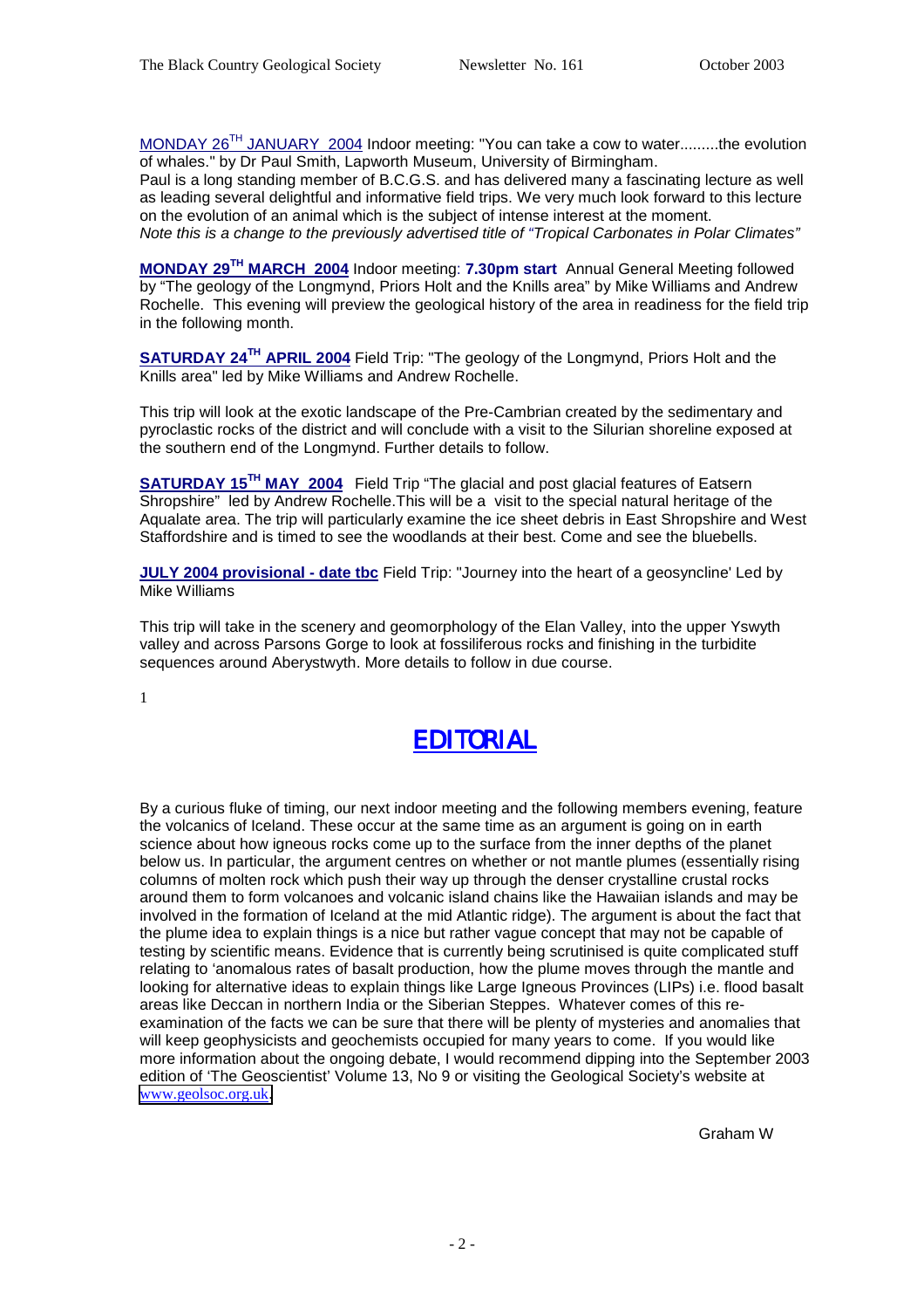MONDAY 26[TH] JANUARY 2004 Indoor meeting: "You can take a cow to water.........the evolution of whales." by Dr Paul Smith, Lapworth Museum, University of Birmingham.
Paul is a long standing member of B.C.G.S. and has delivered many a fascinating lecture as well as leading several delightful and informative field trips. We very much look forward to this lecture on the evolution of an animal which is the subject of intense interest at the moment.
*Note this is a change to the previously advertised title of "Tropical Carbonates in Polar Climates"*

**MONDAY 29[TH] MARCH 2004** Indoor meeting: **7.30pm start** Annual General Meeting followed by "The geology of the Longmynd, Priors Holt and the Knills area" by Mike Williams and Andrew Rochelle. This evening will preview the geological history of the area in readiness for the field trip in the following month.

**SATURDAY 24[TH] APRIL 2004** Field Trip: "The geology of the Longmynd, Priors Holt and the Knills area" led by Mike Williams and Andrew Rochelle.

This trip will look at the exotic landscape of the Pre-Cambrian created by the sedimentary and pyroclastic rocks of the district and will conclude with a visit to the Silurian shoreline exposed at the southern end of the Longmynd. Further details to follow.

**SATURDAY 15[TH] MAY 2004** Field Trip "The glacial and post glacial features of Eatsern Shropshire" led by Andrew Rochelle.This will be a visit to the special natural heritage of the Aqualate area. The trip will particularly examine the ice sheet debris in East Shropshire and West Staffordshire and is timed to see the woodlands at their best. Come and see the bluebells.

**JULY 2004 provisional - date tbc** Field Trip: "Journey into the heart of a geosyncline' Led by Mike Williams

This trip will take in the scenery and geomorphology of the Elan Valley, into the upper Yswyth valley and across Parsons Gorge to look at fossiliferous rocks and finishing in the turbidite sequences around Aberystwyth. More details to follow in due course.

1

# EDITORIAL

By a curious fluke of timing, our next indoor meeting and the following members evening, feature the volcanics of Iceland. These occur at the same time as an argument is going on in earth science about how igneous rocks come up to the surface from the inner depths of the planet below us. In particular, the argument centres on whether or not mantle plumes (essentially rising columns of molten rock which push their way up through the denser crystalline crustal rocks around them to form volcanoes and volcanic island chains like the Hawaiian islands and may be involved in the formation of Iceland at the mid Atlantic ridge). The argument is about the fact that the plume idea to explain things is a nice but rather vague concept that may not be capable of testing by scientific means. Evidence that is currently being scrutinised is quite complicated stuff relating to 'anomalous rates of basalt production, how the plume moves through the mantle and looking for alternative ideas to explain things like Large Igneous Provinces (LIPs) i.e. flood basalt areas like Deccan in northern India or the Siberian Steppes. Whatever comes of this re-examination of the facts we can be sure that there will be plenty of mysteries and anomalies that will keep geophysicists and geochemists occupied for many years to come. If you would like more information about the ongoing debate, I would recommend dipping into the September 2003 edition of 'The Geoscientist' Volume 13, No 9 or visiting the Geological Society's website at www.geolsoc.org.uk.

Graham W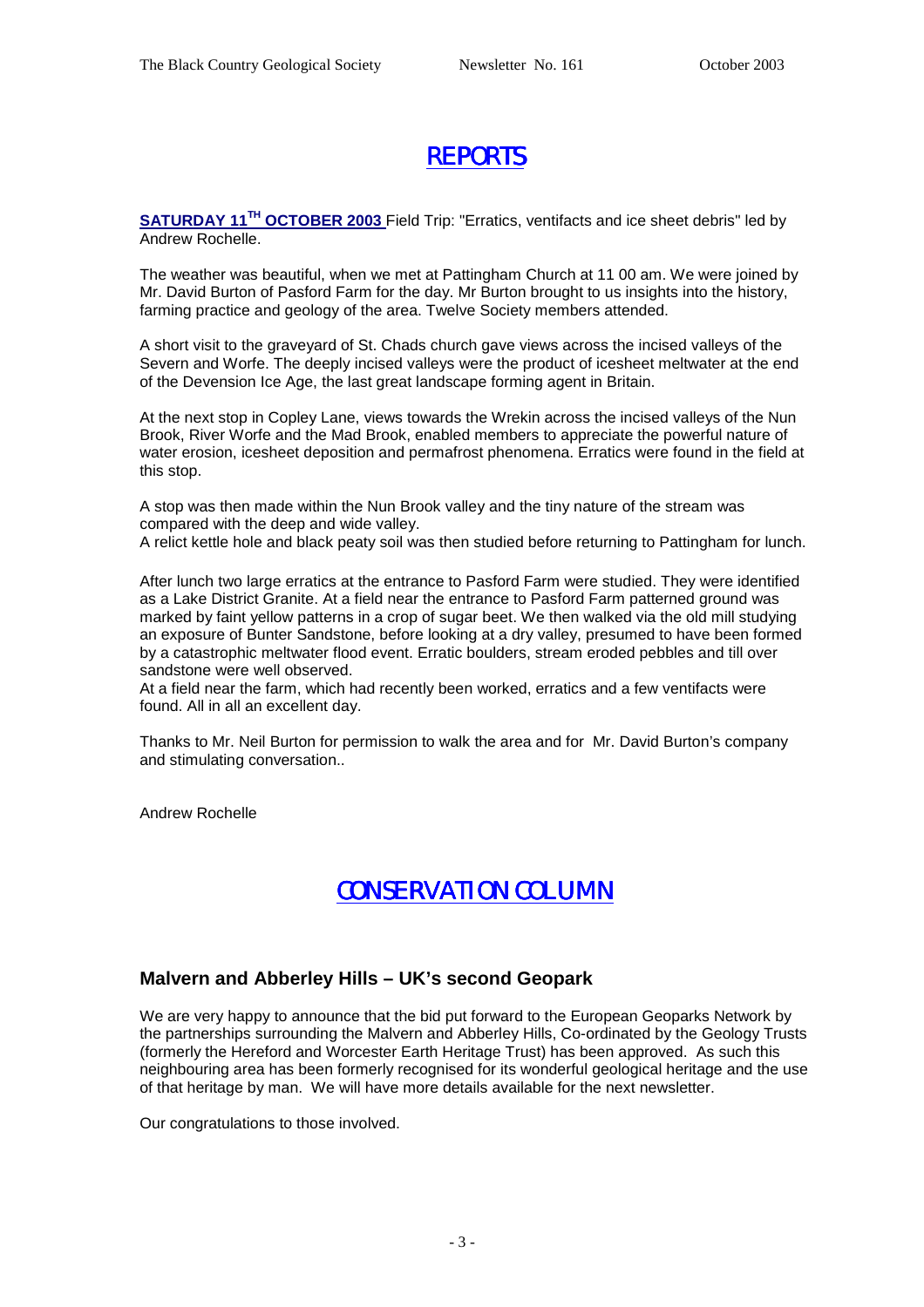# REPORTS

**SATURDAY 11[TH] OCTOBER 2003** Field Trip: "Erratics, ventifacts and ice sheet debris" led by Andrew Rochelle.

The weather was beautiful, when we met at Pattingham Church at 11 00 am. We were joined by Mr. David Burton of Pasford Farm for the day. Mr Burton brought to us insights into the history, farming practice and geology of the area. Twelve Society members attended.

A short visit to the graveyard of St. Chads church gave views across the incised valleys of the Severn and Worfe. The deeply incised valleys were the product of icesheet meltwater at the end of the Devension Ice Age, the last great landscape forming agent in Britain.

At the next stop in Copley Lane, views towards the Wrekin across the incised valleys of the Nun Brook, River Worfe and the Mad Brook, enabled members to appreciate the powerful nature of water erosion, icesheet deposition and permafrost phenomena. Erratics were found in the field at this stop.

A stop was then made within the Nun Brook valley and the tiny nature of the stream was compared with the deep and wide valley.
A relict kettle hole and black peaty soil was then studied before returning to Pattingham for lunch.

After lunch two large erratics at the entrance to Pasford Farm were studied. They were identified as a Lake District Granite. At a field near the entrance to Pasford Farm patterned ground was marked by faint yellow patterns in a crop of sugar beet. We then walked via the old mill studying an exposure of Bunter Sandstone, before looking at a dry valley, presumed to have been formed by a catastrophic meltwater flood event. Erratic boulders, stream eroded pebbles and till over sandstone were well observed.
At a field near the farm, which had recently been worked, erratics and a few ventifacts were found. All in all an excellent day.

Thanks to Mr. Neil Burton for permission to walk the area and for Mr. David Burton's company and stimulating conversation..

Andrew Rochelle

# CONSERVATION COLUMN

## Malvern and Abberley Hills – UK's second Geopark

We are very happy to announce that the bid put forward to the European Geoparks Network by the partnerships surrounding the Malvern and Abberley Hills, Co-ordinated by the Geology Trusts (formerly the Hereford and Worcester Earth Heritage Trust) has been approved. As such this neighbouring area has been formerly recognised for its wonderful geological heritage and the use of that heritage by man. We will have more details available for the next newsletter.

Our congratulations to those involved.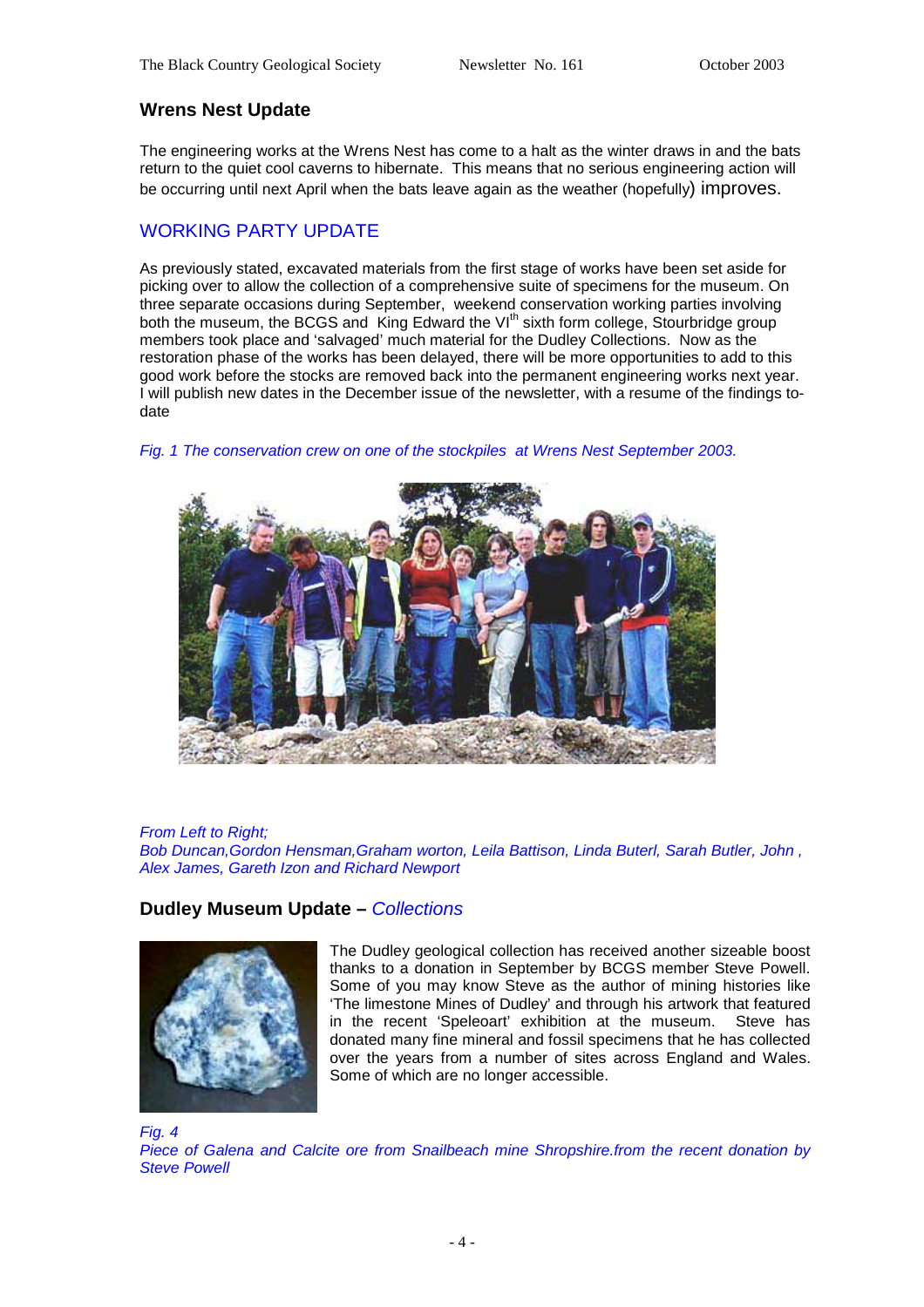## Wrens Nest Update

The engineering works at the Wrens Nest has come to a halt as the winter draws in and the bats return to the quiet cool caverns to hibernate. This means that no serious engineering action will be occurring until next April when the bats leave again as the weather (hopefully) improves.

## WORKING PARTY UPDATE

As previously stated, excavated materials from the first stage of works have been set aside for picking over to allow the collection of a comprehensive suite of specimens for the museum. On three separate occasions during September, weekend conservation working parties involving both the museum, the BCGS and King Edward the VI[th] sixth form college, Stourbridge group members took place and 'salvaged' much material for the Dudley Collections. Now as the restoration phase of the works has been delayed, there will be more opportunities to add to this good work before the stocks are removed back into the permanent engineering works next year. I will publish new dates in the December issue of the newsletter, with a resume of the findings to-date

*Fig. 1 The conservation crew on one of the stockpiles at Wrens Nest September 2003.*

*From Left to Right;*
*Bob Duncan,Gordon Hensman,Graham worton, Leila Battison, Linda Buterl, Sarah Butler, John , Alex James, Gareth Izon and Richard Newport*

## Dudley Museum Update – *Collections*

The Dudley geological collection has received another sizeable boost thanks to a donation in September by BCGS member Steve Powell. Some of you may know Steve as the author of mining histories like 'The limestone Mines of Dudley' and through his artwork that featured in the recent 'Speleoart' exhibition at the museum. Steve has donated many fine mineral and fossil specimens that he has collected over the years from a number of sites across England and Wales. Some of which are no longer accessible.

*Fig. 4*
*Piece of Galena and Calcite ore from Snailbeach mine Shropshire.from the recent donation by Steve Powell*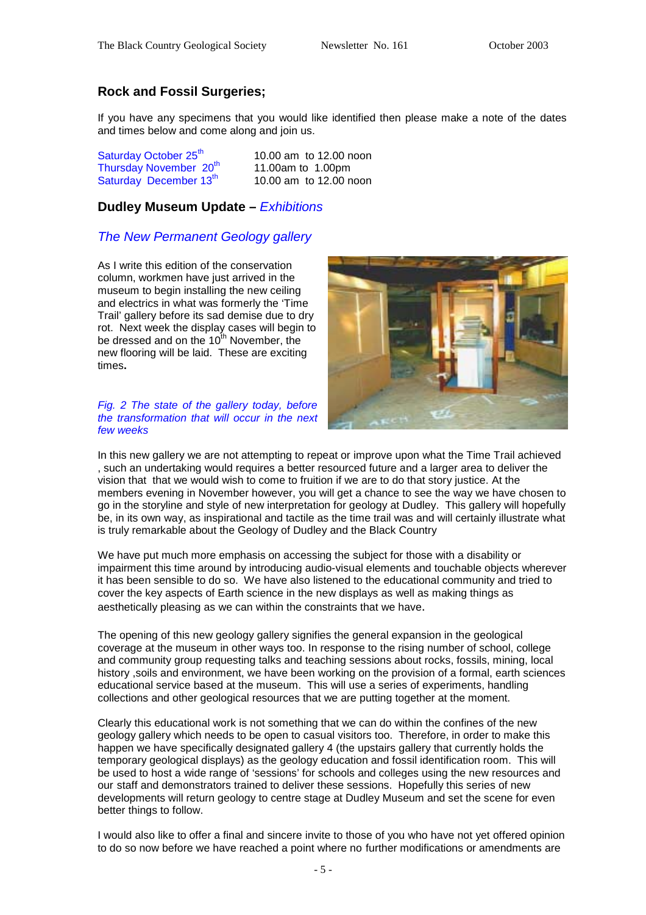## Rock and Fossil Surgeries;

If you have any specimens that you would like identified then please make a note of the dates and times below and come along and join us.

| | |
|---|---|
| Saturday October 25th | 10.00 am to 12.00 noon |
| Thursday November 20th | 11.00am to 1.00pm |
| Saturday December 13th | 10.00 am to 12.00 noon |

## Dudley Museum Update – *Exhibitions*

### *The New Permanent Geology gallery*

As I write this edition of the conservation column, workmen have just arrived in the museum to begin installing the new ceiling and electrics in what was formerly the 'Time Trail' gallery before its sad demise due to dry rot. Next week the display cases will begin to be dressed and on the 10th November, the new flooring will be laid. These are exciting times**.**

*Fig. 2 The state of the gallery today, before the transformation that will occur in the next few weeks*

In this new gallery we are not attempting to repeat or improve upon what the Time Trail achieved , such an undertaking would requires a better resourced future and a larger area to deliver the vision that that we would wish to come to fruition if we are to do that story justice. At the members evening in November however, you will get a chance to see the way we have chosen to go in the storyline and style of new interpretation for geology at Dudley. This gallery will hopefully be, in its own way, as inspirational and tactile as the time trail was and will certainly illustrate what is truly remarkable about the Geology of Dudley and the Black Country

We have put much more emphasis on accessing the subject for those with a disability or impairment this time around by introducing audio-visual elements and touchable objects wherever it has been sensible to do so. We have also listened to the educational community and tried to cover the key aspects of Earth science in the new displays as well as making things as aesthetically pleasing as we can within the constraints that we have.

The opening of this new geology gallery signifies the general expansion in the geological coverage at the museum in other ways too. In response to the rising number of school, college and community group requesting talks and teaching sessions about rocks, fossils, mining, local history ,soils and environment, we have been working on the provision of a formal, earth sciences educational service based at the museum. This will use a series of experiments, handling collections and other geological resources that we are putting together at the moment.

Clearly this educational work is not something that we can do within the confines of the new geology gallery which needs to be open to casual visitors too. Therefore, in order to make this happen we have specifically designated gallery 4 (the upstairs gallery that currently holds the temporary geological displays) as the geology education and fossil identification room. This will be used to host a wide range of 'sessions' for schools and colleges using the new resources and our staff and demonstrators trained to deliver these sessions. Hopefully this series of new developments will return geology to centre stage at Dudley Museum and set the scene for even better things to follow.

I would also like to offer a final and sincere invite to those of you who have not yet offered opinion to do so now before we have reached a point where no further modifications or amendments are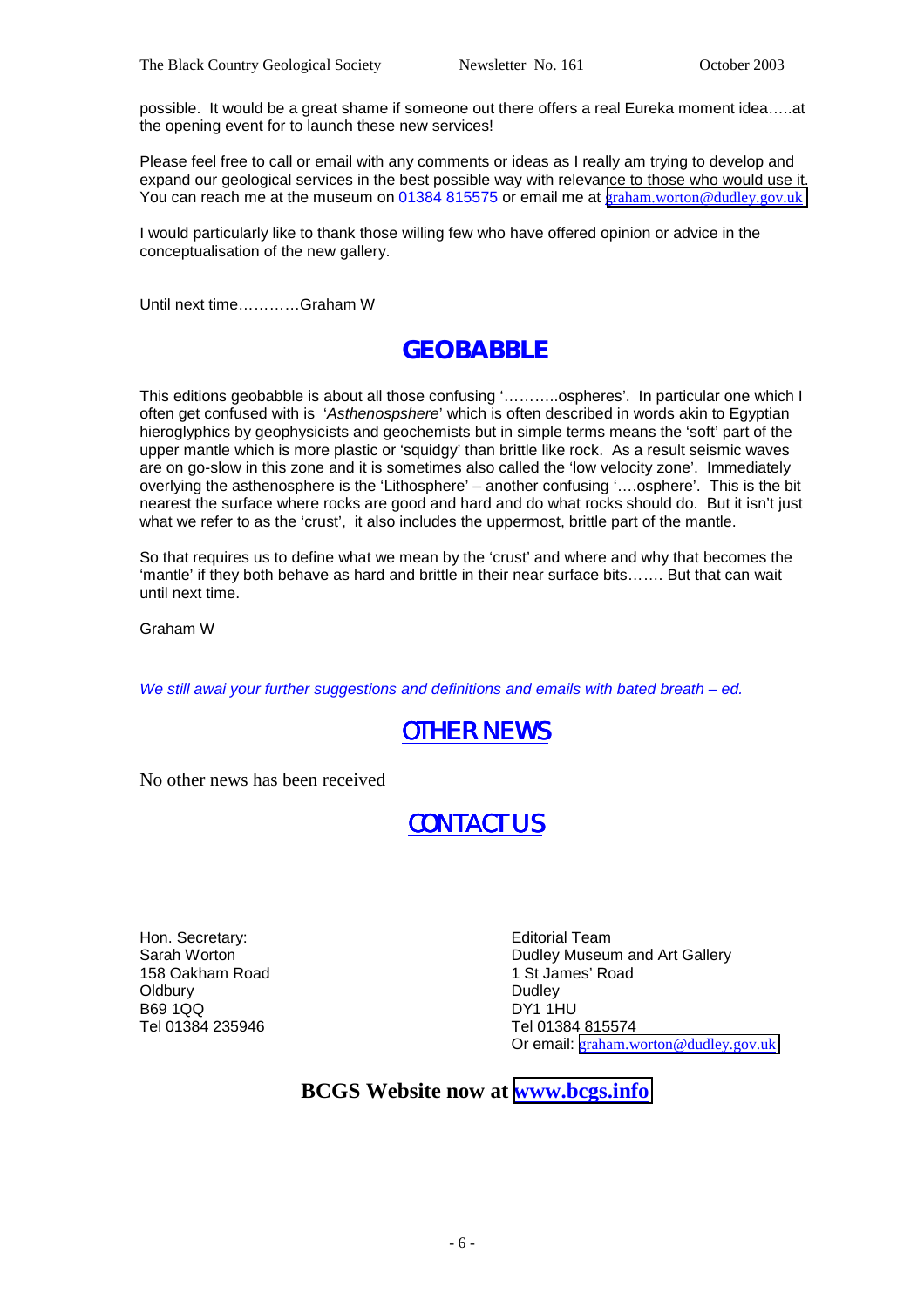possible. It would be a great shame if someone out there offers a real Eureka moment idea…..at the opening event for to launch these new services!

Please feel free to call or email with any comments or ideas as I really am trying to develop and expand our geological services in the best possible way with relevance to those who would use it. You can reach me at the museum on 01384 815575 or email me at graham.worton@dudley.gov.uk

I would particularly like to thank those willing few who have offered opinion or advice in the conceptualisation of the new gallery.

Until next time…………Graham W

## GEOBABBLE

This editions geobabble is about all those confusing '………..ospheres'. In particular one which I often get confused with is '*Asthenospshere*' which is often described in words akin to Egyptian hieroglyphics by geophysicists and geochemists but in simple terms means the 'soft' part of the upper mantle which is more plastic or 'squidgy' than brittle like rock. As a result seismic waves are on go-slow in this zone and it is sometimes also called the 'low velocity zone'. Immediately overlying the asthenosphere is the 'Lithosphere' – another confusing '….osphere'. This is the bit nearest the surface where rocks are good and hard and do what rocks should do. But it isn't just what we refer to as the 'crust', it also includes the uppermost, brittle part of the mantle.

So that requires us to define what we mean by the 'crust' and where and why that becomes the 'mantle' if they both behave as hard and brittle in their near surface bits……. But that can wait until next time.

Graham W

*We still awai your further suggestions and definitions and emails with bated breath – ed.*

## OTHER NEWS

No other news has been received

## CONTACT US

Hon. Secretary:
Sarah Worton
158 Oakham Road
Oldbury
B69 1QQ
Tel 01384 235946

Editorial Team
Dudley Museum and Art Gallery
1 St James' Road
Dudley
DY1 1HU
Tel 01384 815574
Or email: graham.worton@dudley.gov.uk

**BCGS Website now at www.bcgs.info**